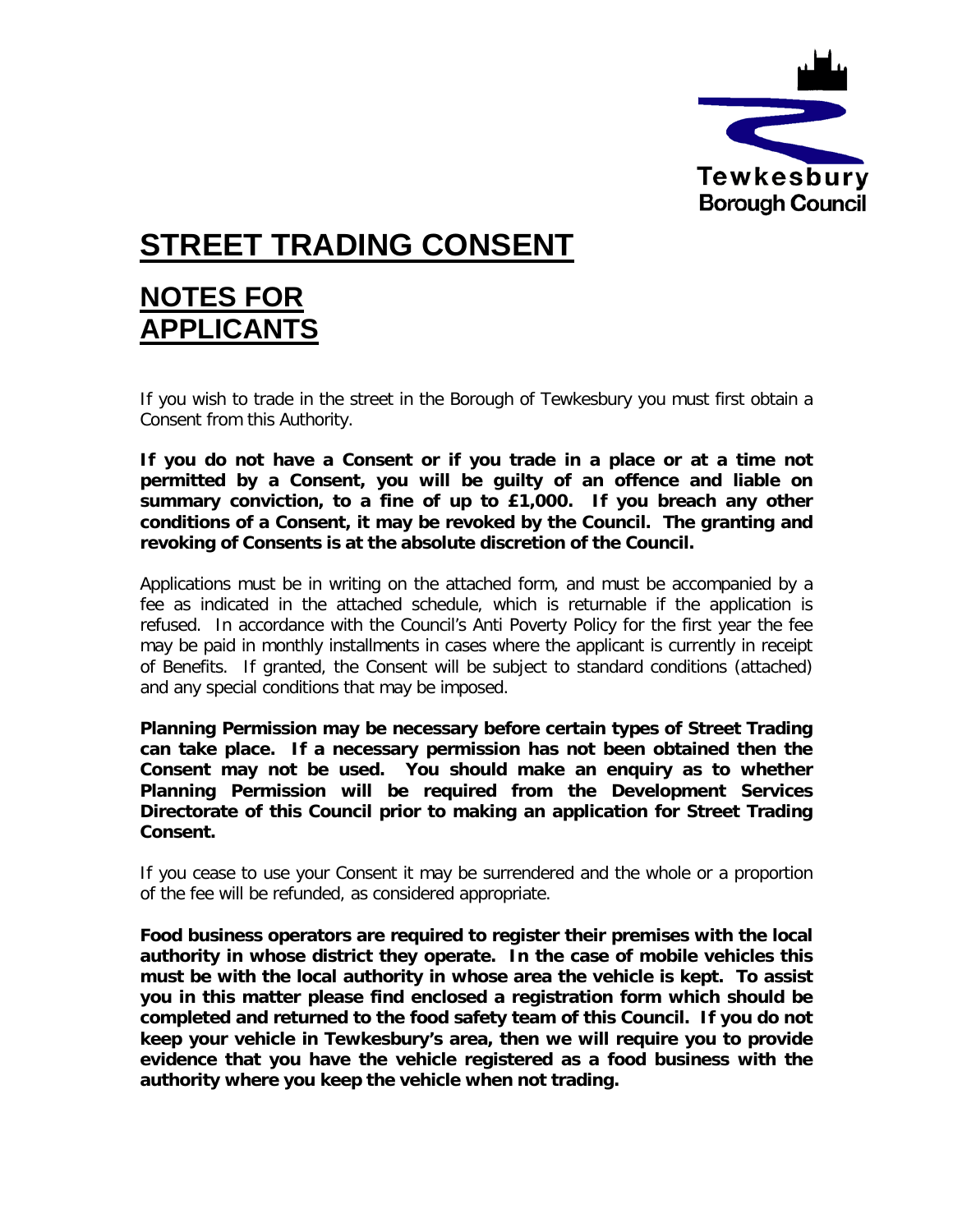Tewkesbury
Borough Council

# STREET TRADING CONSENT

## NOTES FOR APPLICANTS

If you wish to trade in the street in the Borough of Tewkesbury you must first obtain a Consent from this Authority.

**If you do not have a Consent or if you trade in a place or at a time not permitted by a Consent, you will be guilty of an offence and liable on summary conviction, to a fine of up to £1,000. If you breach any other conditions of a Consent, it may be revoked by the Council. The granting and revoking of Consents is at the absolute discretion of the Council.**

Applications must be in writing on the attached form, and must be accompanied by a fee as indicated in the attached schedule, which is returnable if the application is refused. In accordance with the Council's Anti Poverty Policy for the first year the fee may be paid in monthly installments in cases where the applicant is currently in receipt of Benefits. If granted, the Consent will be subject to standard conditions (attached) and any special conditions that may be imposed.

**Planning Permission may be necessary before certain types of Street Trading can take place. If a necessary permission has not been obtained then the Consent may not be used. You should make an enquiry as to whether Planning Permission will be required from the Development Services Directorate of this Council prior to making an application for Street Trading Consent.**

If you cease to use your Consent it may be surrendered and the whole or a proportion of the fee will be refunded, as considered appropriate.

**Food business operators are required to register their premises with the local authority in whose district they operate. In the case of mobile vehicles this must be with the local authority in whose area the vehicle is kept. To assist you in this matter please find enclosed a registration form which should be completed and returned to the food safety team of this Council. If you do not keep your vehicle in Tewkesbury's area, then we will require you to provide evidence that you have the vehicle registered as a food business with the authority where you keep the vehicle when not trading.**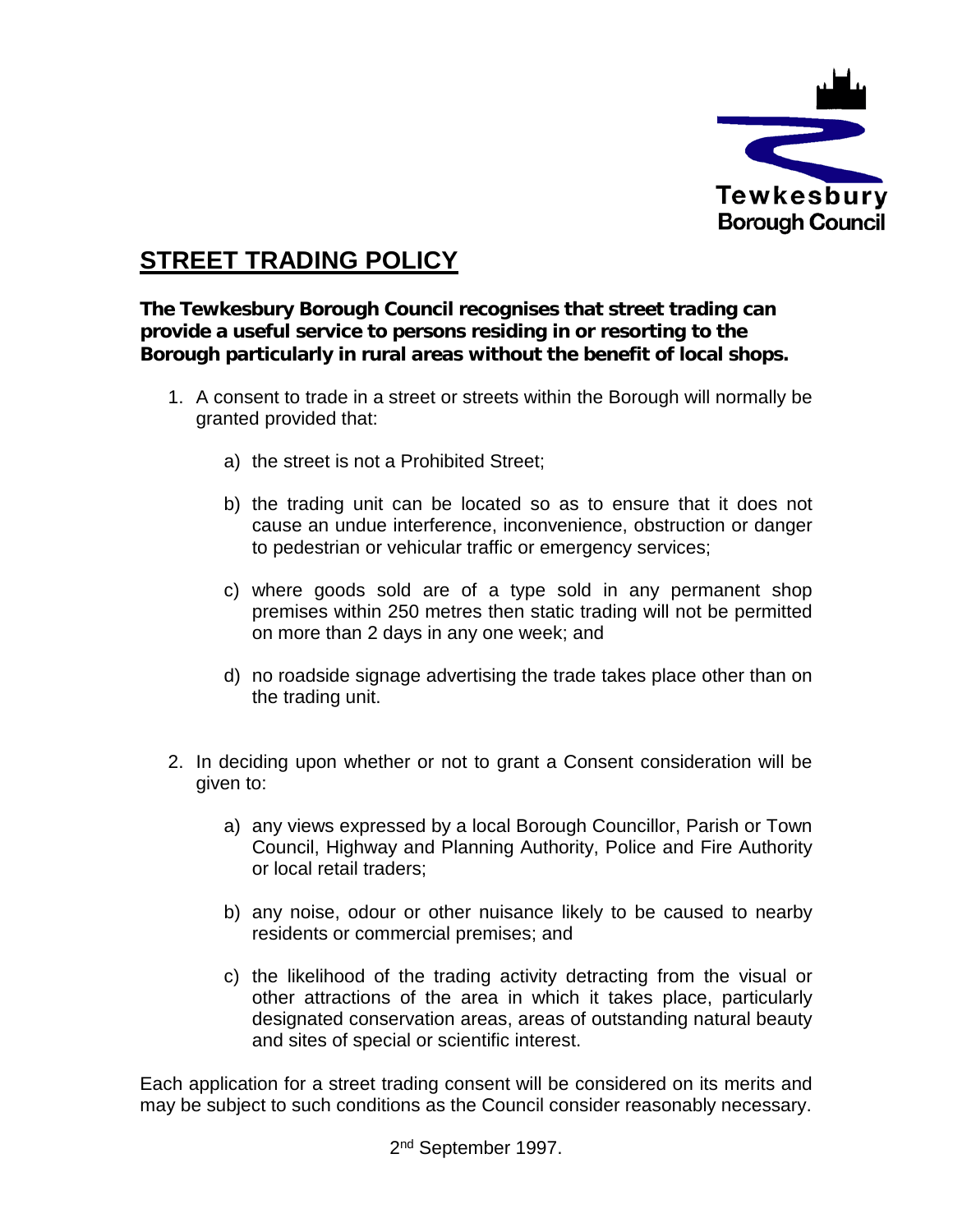Tewkesbury Borough Council

## STREET TRADING POLICY

**The Tewkesbury Borough Council recognises that street trading can provide a useful service to persons residing in or resorting to the Borough particularly in rural areas without the benefit of local shops.**

1. A consent to trade in a street or streets within the Borough will normally be granted provided that:

    a) the street is not a Prohibited Street;

    b) the trading unit can be located so as to ensure that it does not cause an undue interference, inconvenience, obstruction or danger to pedestrian or vehicular traffic or emergency services;

    c) where goods sold are of a type sold in any permanent shop premises within 250 metres then static trading will not be permitted on more than 2 days in any one week; and

    d) no roadside signage advertising the trade takes place other than on the trading unit.

2. In deciding upon whether or not to grant a Consent consideration will be given to:

    a) any views expressed by a local Borough Councillor, Parish or Town Council, Highway and Planning Authority, Police and Fire Authority or local retail traders;

    b) any noise, odour or other nuisance likely to be caused to nearby residents or commercial premises; and

    c) the likelihood of the trading activity detracting from the visual or other attractions of the area in which it takes place, particularly designated conservation areas, areas of outstanding natural beauty and sites of special or scientific interest.

Each application for a street trading consent will be considered on its merits and may be subject to such conditions as the Council consider reasonably necessary.

2nd September 1997.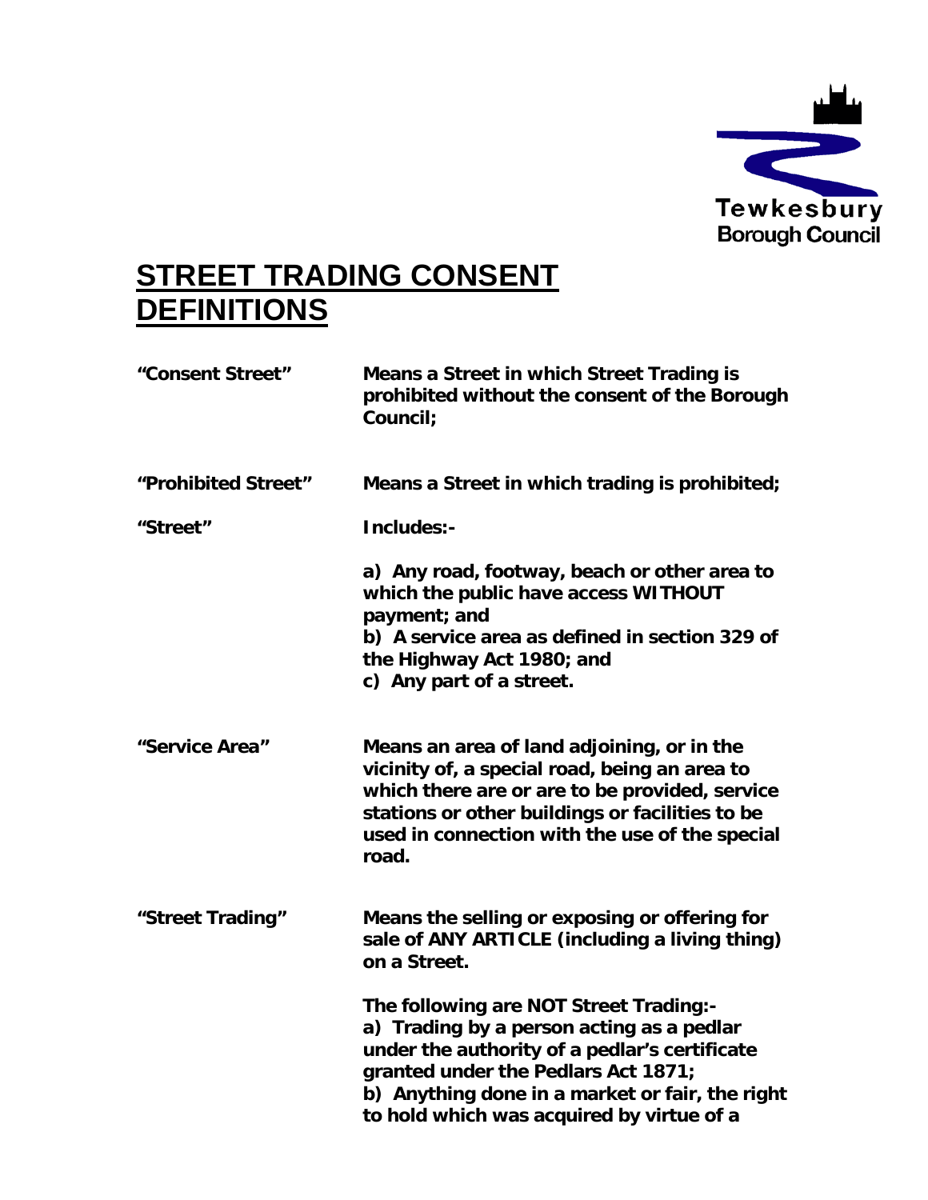Tewkesbury Borough Council

# STREET TRADING CONSENT DEFINITIONS

**"Consent Street"** **Means a Street in which Street Trading is prohibited without the consent of the Borough Council;**

**"Prohibited Street"** **Means a Street in which trading is prohibited;**

**"Street"** **Includes:-**

**a) Any road, footway, beach or other area to which the public have access WITHOUT payment; and**
**b) A service area as defined in section 329 of the Highway Act 1980; and**
**c) Any part of a street.**

**"Service Area"** **Means an area of land adjoining, or in the vicinity of, a special road, being an area to which there are or are to be provided, service stations or other buildings or facilities to be used in connection with the use of the special road.**

**"Street Trading"** **Means the selling or exposing or offering for sale of ANY ARTICLE (including a living thing) on a Street.**

**The following are NOT Street Trading:-**
**a) Trading by a person acting as a pedlar under the authority of a pedlar's certificate granted under the Pedlars Act 1871;**
**b) Anything done in a market or fair, the right to hold which was acquired by virtue of a**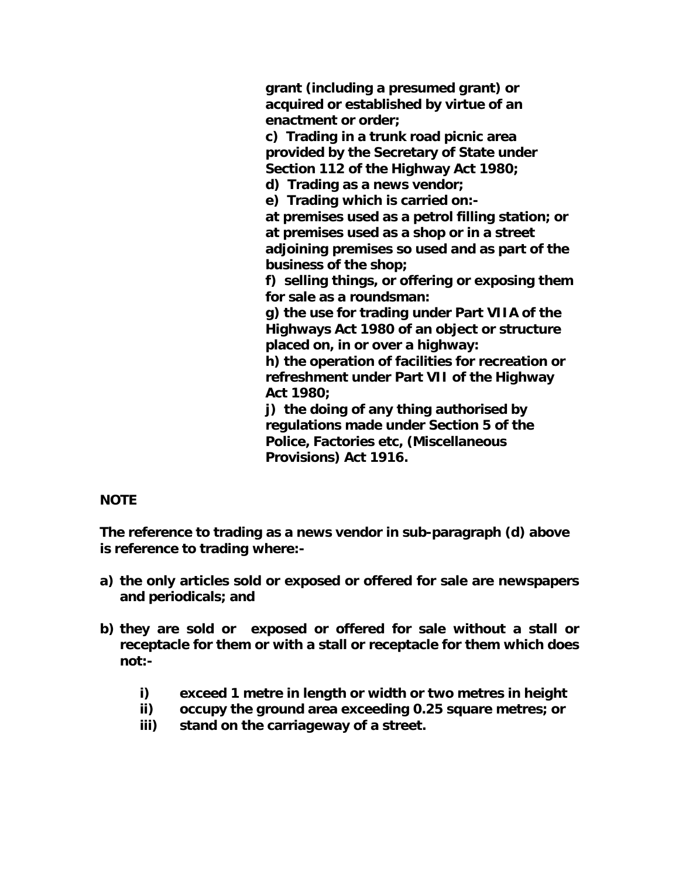**grant (including a presumed grant) or acquired or established by virtue of an enactment or order;**

**c) Trading in a trunk road picnic area provided by the Secretary of State under Section 112 of the Highway Act 1980;**

**d) Trading as a news vendor;**

**e) Trading which is carried on:-**

**at premises used as a petrol filling station; or at premises used as a shop or in a street adjoining premises so used and as part of the business of the shop;**

**f) selling things, or offering or exposing them for sale as a roundsman:**

**g) the use for trading under Part VIIA of the Highways Act 1980 of an object or structure placed on, in or over a highway:**

**h) the operation of facilities for recreation or refreshment under Part VII of the Highway Act 1980;**

**j) the doing of any thing authorised by regulations made under Section 5 of the Police, Factories etc, (Miscellaneous Provisions) Act 1916.**

**NOTE**

**The reference to trading as a news vendor in sub-paragraph (d) above is reference to trading where:-**

**a) the only articles sold or exposed or offered for sale are newspapers and periodicals; and**

**b) they are sold or exposed or offered for sale without a stall or receptacle for them or with a stall or receptacle for them which does not:-**

   **i) exceed 1 metre in length or width or two metres in height**
   
   **ii) occupy the ground area exceeding 0.25 square metres; or**
   
   **iii) stand on the carriageway of a street.**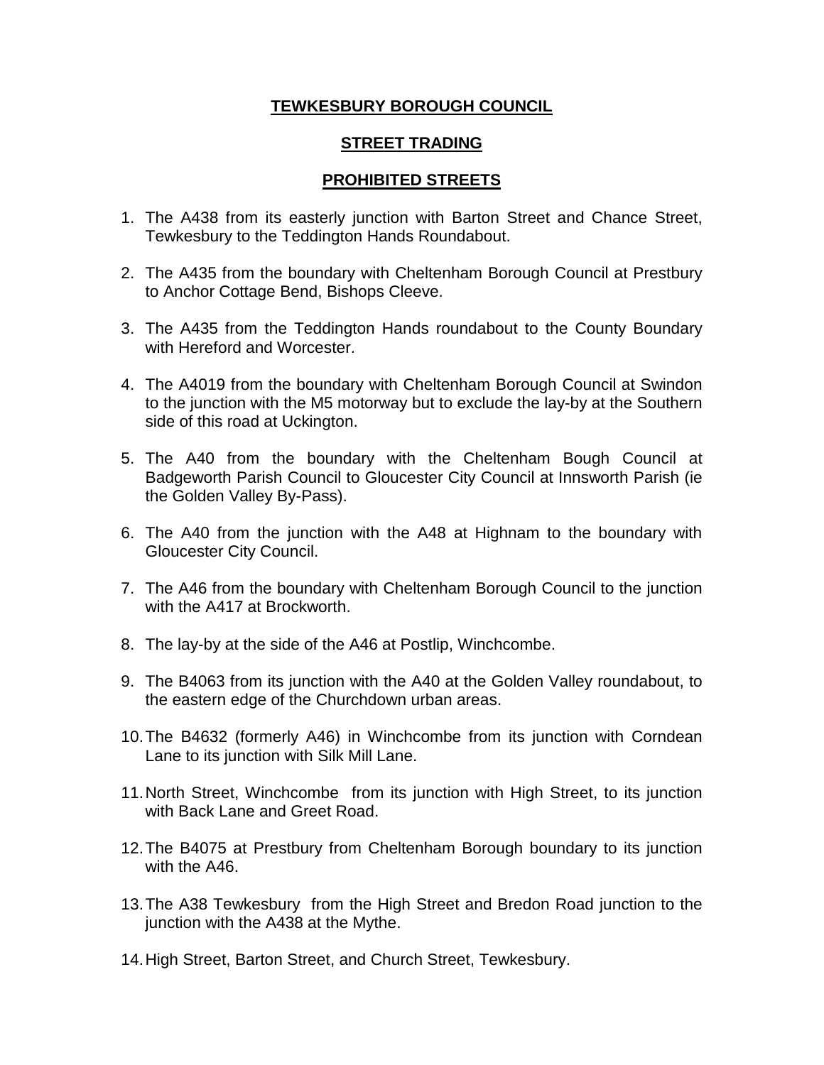# TEWKESBURY BOROUGH COUNCIL

## STREET TRADING

## PROHIBITED STREETS

1. The A438 from its easterly junction with Barton Street and Chance Street, Tewkesbury to the Teddington Hands Roundabout.

2. The A435 from the boundary with Cheltenham Borough Council at Prestbury to Anchor Cottage Bend, Bishops Cleeve.

3. The A435 from the Teddington Hands roundabout to the County Boundary with Hereford and Worcester.

4. The A4019 from the boundary with Cheltenham Borough Council at Swindon to the junction with the M5 motorway but to exclude the lay-by at the Southern side of this road at Uckington.

5. The A40 from the boundary with the Cheltenham Bough Council at Badgeworth Parish Council to Gloucester City Council at Innsworth Parish (ie the Golden Valley By-Pass).

6. The A40 from the junction with the A48 at Highnam to the boundary with Gloucester City Council.

7. The A46 from the boundary with Cheltenham Borough Council to the junction with the A417 at Brockworth.

8. The lay-by at the side of the A46 at Postlip, Winchcombe.

9. The B4063 from its junction with the A40 at the Golden Valley roundabout, to the eastern edge of the Churchdown urban areas.

10. The B4632 (formerly A46) in Winchcombe from its junction with Corndean Lane to its junction with Silk Mill Lane.

11. North Street, Winchcombe from its junction with High Street, to its junction with Back Lane and Greet Road.

12. The B4075 at Prestbury from Cheltenham Borough boundary to its junction with the A46.

13. The A38 Tewkesbury from the High Street and Bredon Road junction to the junction with the A438 at the Mythe.

14. High Street, Barton Street, and Church Street, Tewkesbury.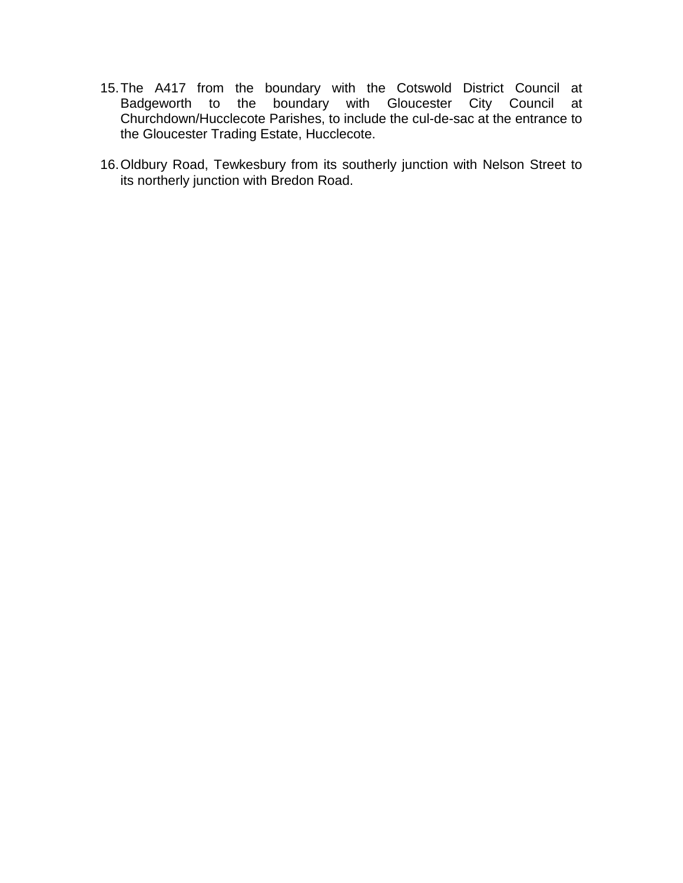15. The A417 from the boundary with the Cotswold District Council at Badgeworth to the boundary with Gloucester City Council at Churchdown/Hucclecote Parishes, to include the cul-de-sac at the entrance to the Gloucester Trading Estate, Hucclecote.

16. Oldbury Road, Tewkesbury from its southerly junction with Nelson Street to its northerly junction with Bredon Road.